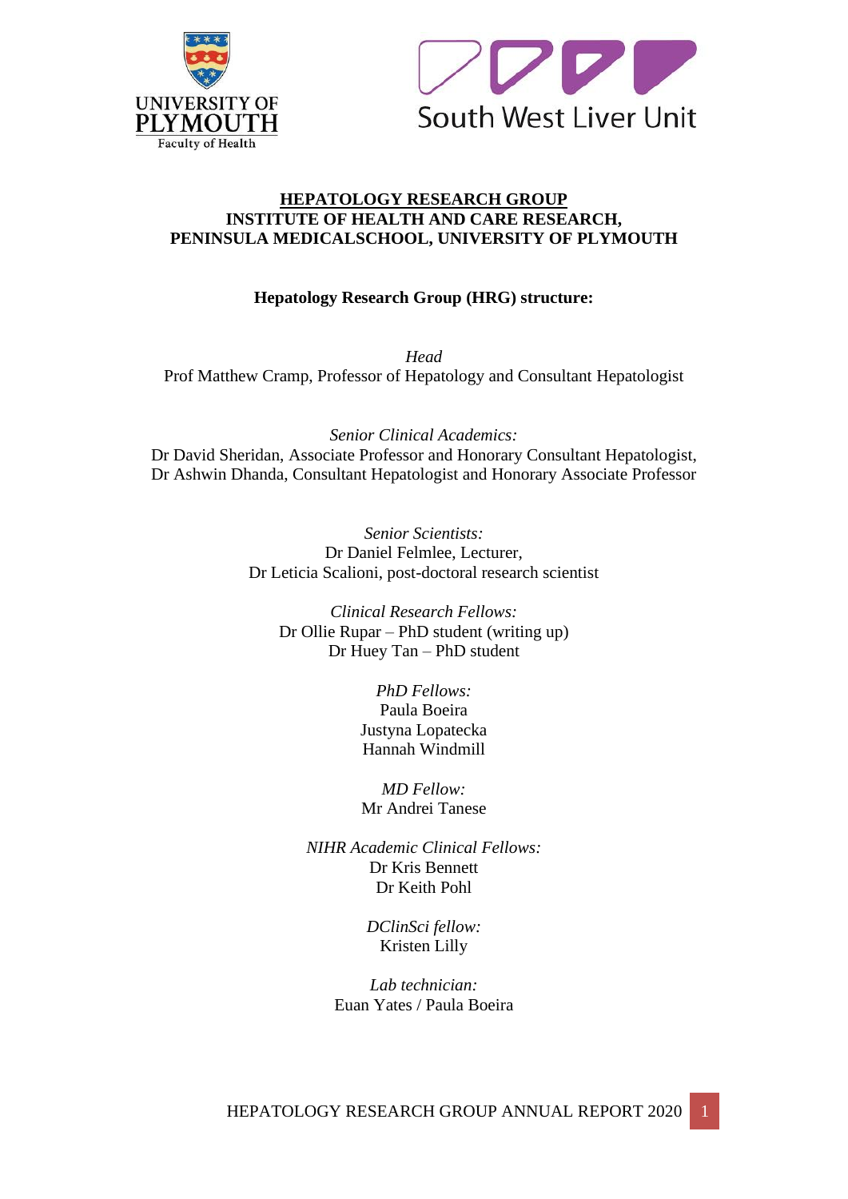UNIVERSITY OF PLYMOUTH
Faculty of Health

South West Liver Unit

# HEPATOLOGY RESEARCH GROUP
## INSTITUTE OF HEALTH AND CARE RESEARCH, PENINSULA MEDICALSCHOOL, UNIVERSITY OF PLYMOUTH

**Hepatology Research Group (HRG) structure:**

*Head*
Prof Matthew Cramp, Professor of Hepatology and Consultant Hepatologist

*Senior Clinical Academics:*
Dr David Sheridan, Associate Professor and Honorary Consultant Hepatologist,
Dr Ashwin Dhanda, Consultant Hepatologist and Honorary Associate Professor

*Senior Scientists:*
Dr Daniel Felmlee, Lecturer,
Dr Leticia Scalioni, post-doctoral research scientist

*Clinical Research Fellows:*
Dr Ollie Rupar – PhD student (writing up)
Dr Huey Tan – PhD student

*PhD Fellows:*
Paula Boeira
Justyna Lopatecka
Hannah Windmill

*MD Fellow:*
Mr Andrei Tanese

*NIHR Academic Clinical Fellows:*
Dr Kris Bennett
Dr Keith Pohl

*DClinSci fellow:*
Kristen Lilly

*Lab technician:*
Euan Yates / Paula Boeira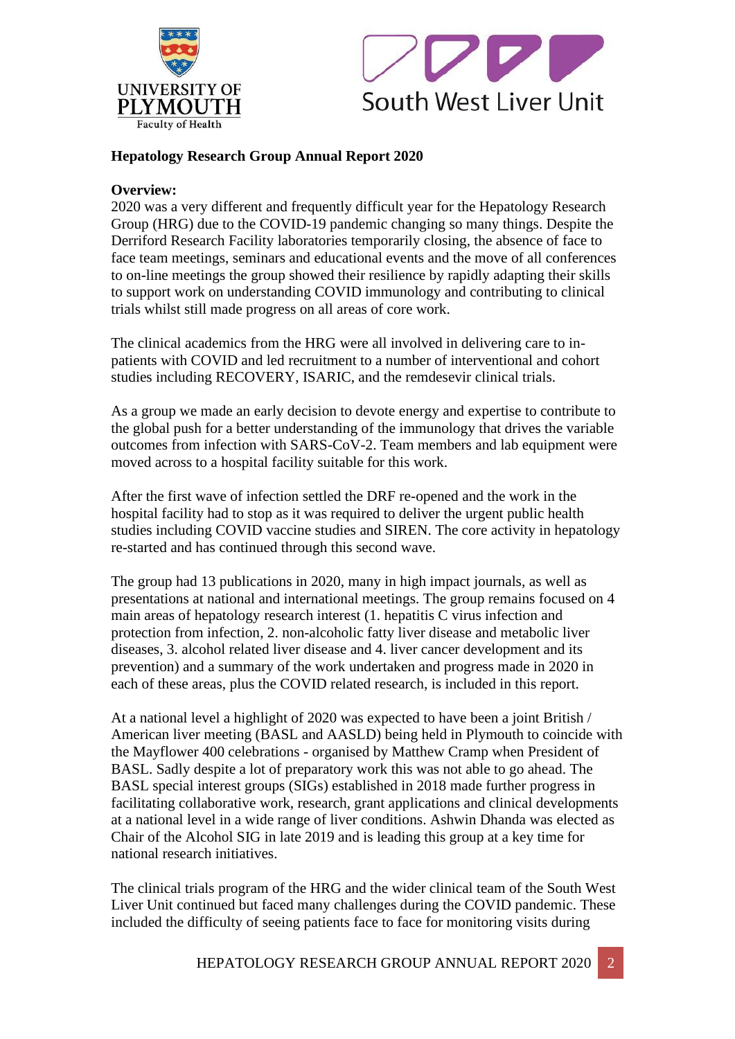UNIVERSITY OF PLYMOUTH
Faculty of Health

South West Liver Unit

**Hepatology Research Group Annual Report 2020**

**Overview:**

2020 was a very different and frequently difficult year for the Hepatology Research Group (HRG) due to the COVID-19 pandemic changing so many things. Despite the Derriford Research Facility laboratories temporarily closing, the absence of face to face team meetings, seminars and educational events and the move of all conferences to on-line meetings the group showed their resilience by rapidly adapting their skills to support work on understanding COVID immunology and contributing to clinical trials whilst still made progress on all areas of core work.

The clinical academics from the HRG were all involved in delivering care to in-patients with COVID and led recruitment to a number of interventional and cohort studies including RECOVERY, ISARIC, and the remdesevir clinical trials.

As a group we made an early decision to devote energy and expertise to contribute to the global push for a better understanding of the immunology that drives the variable outcomes from infection with SARS-CoV-2. Team members and lab equipment were moved across to a hospital facility suitable for this work.

After the first wave of infection settled the DRF re-opened and the work in the hospital facility had to stop as it was required to deliver the urgent public health studies including COVID vaccine studies and SIREN. The core activity in hepatology re-started and has continued through this second wave.

The group had 13 publications in 2020, many in high impact journals, as well as presentations at national and international meetings. The group remains focused on 4 main areas of hepatology research interest (1. hepatitis C virus infection and protection from infection, 2. non-alcoholic fatty liver disease and metabolic liver diseases, 3. alcohol related liver disease and 4. liver cancer development and its prevention) and a summary of the work undertaken and progress made in 2020 in each of these areas, plus the COVID related research, is included in this report.

At a national level a highlight of 2020 was expected to have been a joint British / American liver meeting (BASL and AASLD) being held in Plymouth to coincide with the Mayflower 400 celebrations - organised by Matthew Cramp when President of BASL. Sadly despite a lot of preparatory work this was not able to go ahead. The BASL special interest groups (SIGs) established in 2018 made further progress in facilitating collaborative work, research, grant applications and clinical developments at a national level in a wide range of liver conditions. Ashwin Dhanda was elected as Chair of the Alcohol SIG in late 2019 and is leading this group at a key time for national research initiatives.

The clinical trials program of the HRG and the wider clinical team of the South West Liver Unit continued but faced many challenges during the COVID pandemic. These included the difficulty of seeing patients face to face for monitoring visits during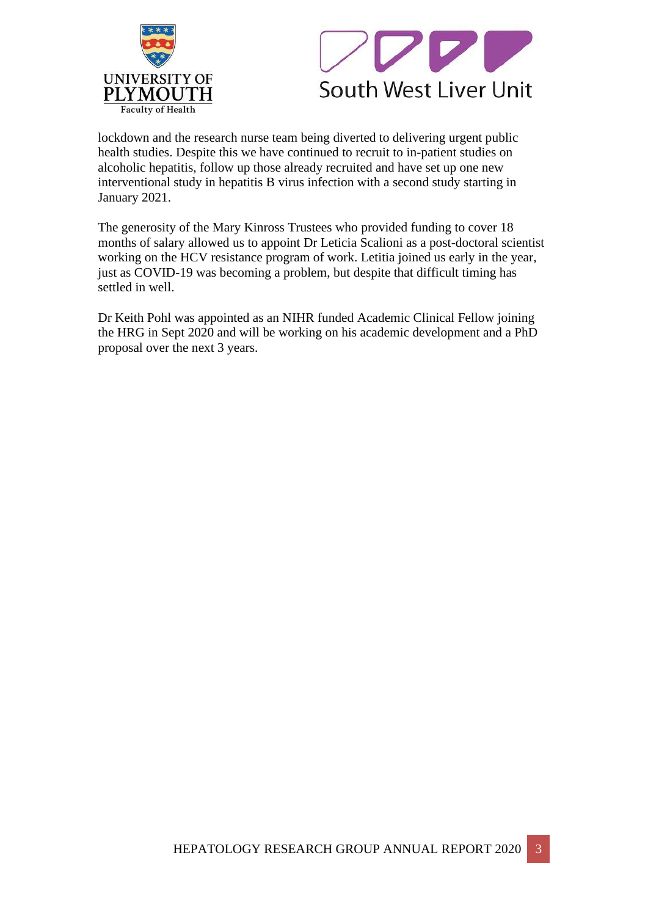lockdown and the research nurse team being diverted to delivering urgent public health studies. Despite this we have continued to recruit to in-patient studies on alcoholic hepatitis, follow up those already recruited and have set up one new interventional study in hepatitis B virus infection with a second study starting in January 2021.

The generosity of the Mary Kinross Trustees who provided funding to cover 18 months of salary allowed us to appoint Dr Leticia Scalioni as a post-doctoral scientist working on the HCV resistance program of work. Letitia joined us early in the year, just as COVID-19 was becoming a problem, but despite that difficult timing has settled in well.

Dr Keith Pohl was appointed as an NIHR funded Academic Clinical Fellow joining the HRG in Sept 2020 and will be working on his academic development and a PhD proposal over the next 3 years.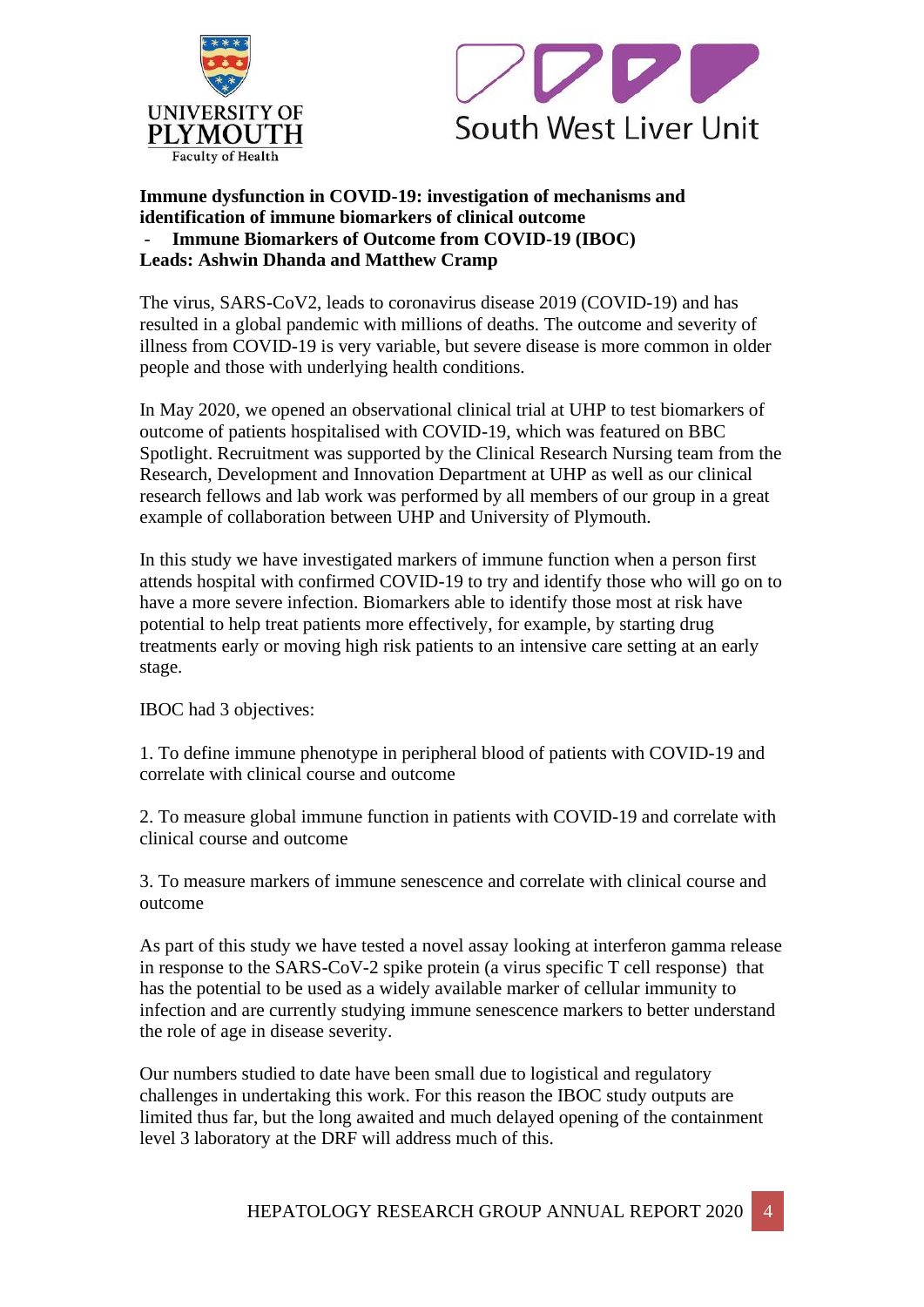**Immune dysfunction in COVID-19: investigation of mechanisms and identification of immune biomarkers of clinical outcome**

- **Immune Biomarkers of Outcome from COVID-19 (IBOC)**

**Leads: Ashwin Dhanda and Matthew Cramp**

The virus, SARS-CoV2, leads to coronavirus disease 2019 (COVID-19) and has resulted in a global pandemic with millions of deaths. The outcome and severity of illness from COVID-19 is very variable, but severe disease is more common in older people and those with underlying health conditions.

In May 2020, we opened an observational clinical trial at UHP to test biomarkers of outcome of patients hospitalised with COVID-19, which was featured on BBC Spotlight. Recruitment was supported by the Clinical Research Nursing team from the Research, Development and Innovation Department at UHP as well as our clinical research fellows and lab work was performed by all members of our group in a great example of collaboration between UHP and University of Plymouth.

In this study we have investigated markers of immune function when a person first attends hospital with confirmed COVID-19 to try and identify those who will go on to have a more severe infection. Biomarkers able to identify those most at risk have potential to help treat patients more effectively, for example, by starting drug treatments early or moving high risk patients to an intensive care setting at an early stage.

IBOC had 3 objectives:

1. To define immune phenotype in peripheral blood of patients with COVID-19 and correlate with clinical course and outcome

2. To measure global immune function in patients with COVID-19 and correlate with clinical course and outcome

3. To measure markers of immune senescence and correlate with clinical course and outcome

As part of this study we have tested a novel assay looking at interferon gamma release in response to the SARS-CoV-2 spike protein (a virus specific T cell response) that has the potential to be used as a widely available marker of cellular immunity to infection and are currently studying immune senescence markers to better understand the role of age in disease severity.

Our numbers studied to date have been small due to logistical and regulatory challenges in undertaking this work. For this reason the IBOC study outputs are limited thus far, but the long awaited and much delayed opening of the containment level 3 laboratory at the DRF will address much of this.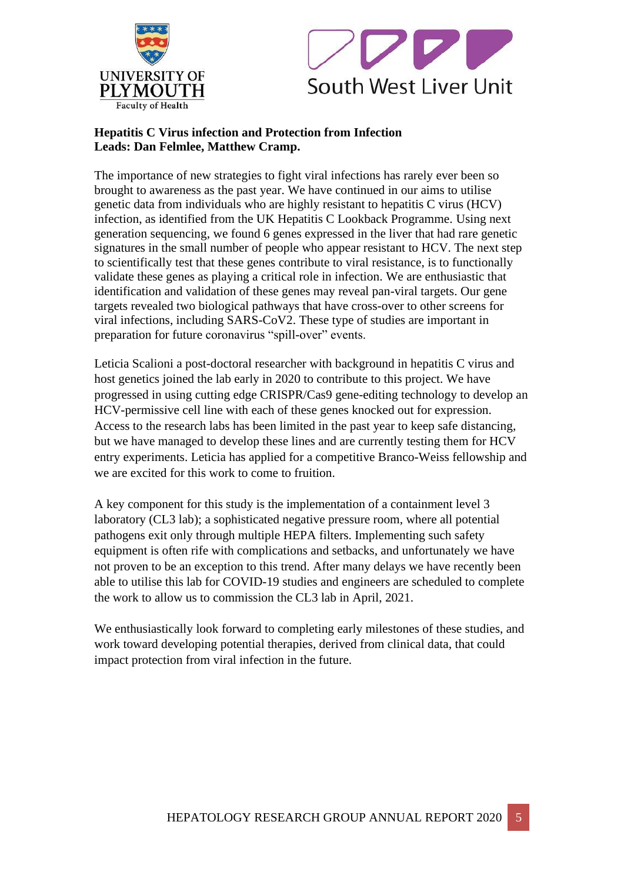**Hepatitis C Virus infection and Protection from Infection**
**Leads: Dan Felmlee, Matthew Cramp.**

The importance of new strategies to fight viral infections has rarely ever been so brought to awareness as the past year. We have continued in our aims to utilise genetic data from individuals who are highly resistant to hepatitis C virus (HCV) infection, as identified from the UK Hepatitis C Lookback Programme. Using next generation sequencing, we found 6 genes expressed in the liver that had rare genetic signatures in the small number of people who appear resistant to HCV. The next step to scientifically test that these genes contribute to viral resistance, is to functionally validate these genes as playing a critical role in infection. We are enthusiastic that identification and validation of these genes may reveal pan-viral targets. Our gene targets revealed two biological pathways that have cross-over to other screens for viral infections, including SARS-CoV2. These type of studies are important in preparation for future coronavirus "spill-over" events.

Leticia Scalioni a post-doctoral researcher with background in hepatitis C virus and host genetics joined the lab early in 2020 to contribute to this project. We have progressed in using cutting edge CRISPR/Cas9 gene-editing technology to develop an HCV-permissive cell line with each of these genes knocked out for expression. Access to the research labs has been limited in the past year to keep safe distancing, but we have managed to develop these lines and are currently testing them for HCV entry experiments. Leticia has applied for a competitive Branco-Weiss fellowship and we are excited for this work to come to fruition.

A key component for this study is the implementation of a containment level 3 laboratory (CL3 lab); a sophisticated negative pressure room, where all potential pathogens exit only through multiple HEPA filters. Implementing such safety equipment is often rife with complications and setbacks, and unfortunately we have not proven to be an exception to this trend. After many delays we have recently been able to utilise this lab for COVID-19 studies and engineers are scheduled to complete the work to allow us to commission the CL3 lab in April, 2021.

We enthusiastically look forward to completing early milestones of these studies, and work toward developing potential therapies, derived from clinical data, that could impact protection from viral infection in the future.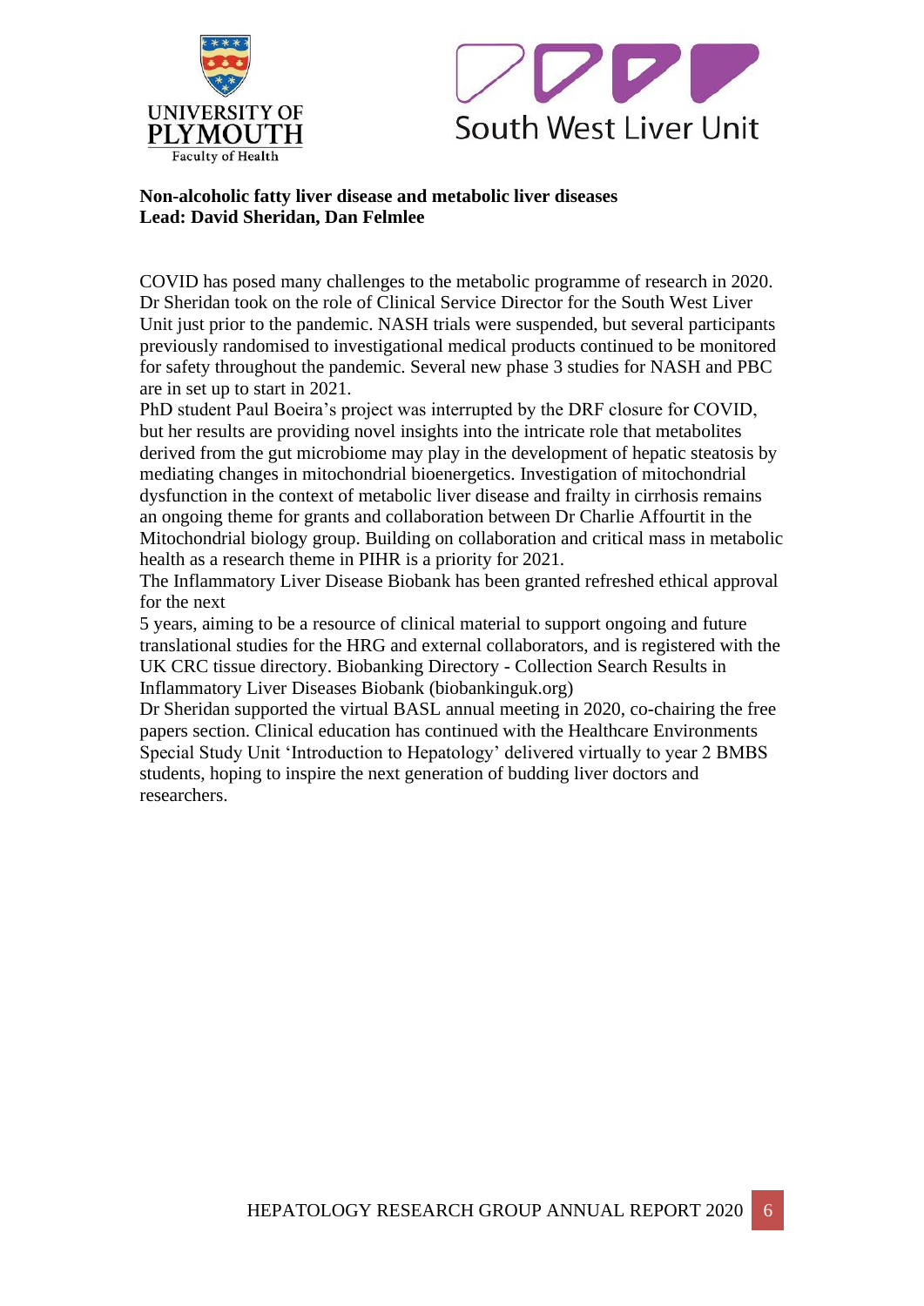**Non-alcoholic fatty liver disease and metabolic liver diseases**
**Lead: David Sheridan, Dan Felmlee**

COVID has posed many challenges to the metabolic programme of research in 2020. Dr Sheridan took on the role of Clinical Service Director for the South West Liver Unit just prior to the pandemic. NASH trials were suspended, but several participants previously randomised to investigational medical products continued to be monitored for safety throughout the pandemic. Several new phase 3 studies for NASH and PBC are in set up to start in 2021.

PhD student Paul Boeira's project was interrupted by the DRF closure for COVID, but her results are providing novel insights into the intricate role that metabolites derived from the gut microbiome may play in the development of hepatic steatosis by mediating changes in mitochondrial bioenergetics. Investigation of mitochondrial dysfunction in the context of metabolic liver disease and frailty in cirrhosis remains an ongoing theme for grants and collaboration between Dr Charlie Affourtit in the Mitochondrial biology group. Building on collaboration and critical mass in metabolic health as a research theme in PIHR is a priority for 2021.

The Inflammatory Liver Disease Biobank has been granted refreshed ethical approval for the next 5 years, aiming to be a resource of clinical material to support ongoing and future translational studies for the HRG and external collaborators, and is registered with the UK CRC tissue directory. Biobanking Directory - Collection Search Results in Inflammatory Liver Diseases Biobank (biobankinguk.org)

Dr Sheridan supported the virtual BASL annual meeting in 2020, co-chairing the free papers section. Clinical education has continued with the Healthcare Environments Special Study Unit 'Introduction to Hepatology' delivered virtually to year 2 BMBS students, hoping to inspire the next generation of budding liver doctors and researchers.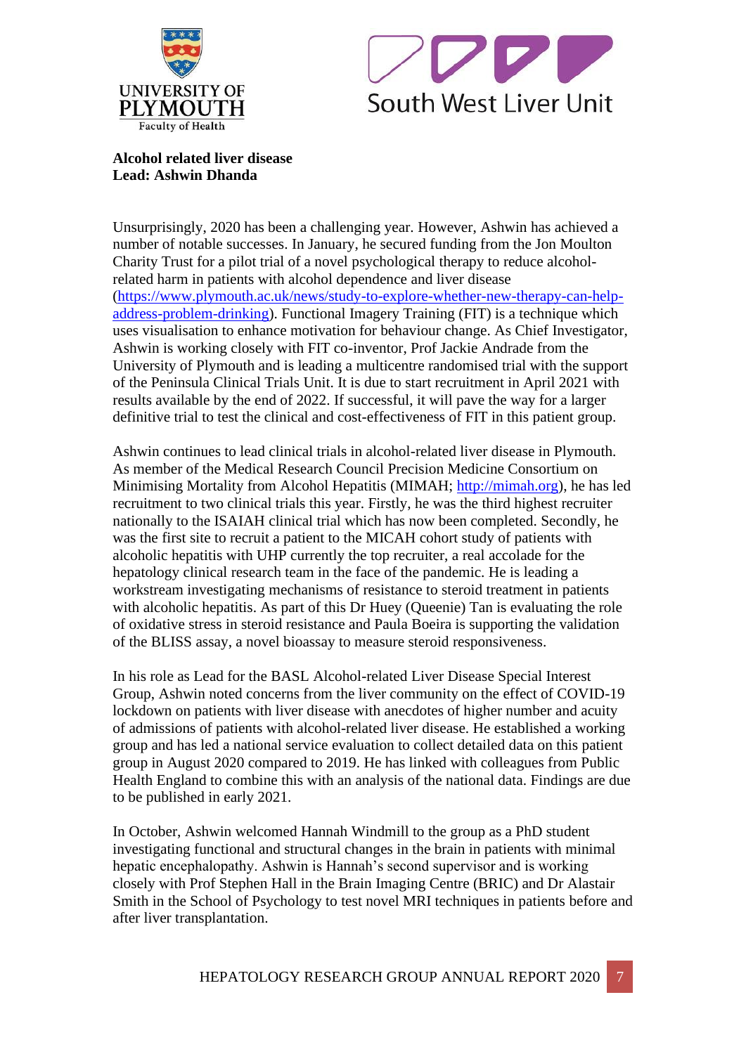**Alcohol related liver disease**
**Lead: Ashwin Dhanda**

Unsurprisingly, 2020 has been a challenging year. However, Ashwin has achieved a number of notable successes. In January, he secured funding from the Jon Moulton Charity Trust for a pilot trial of a novel psychological therapy to reduce alcohol-related harm in patients with alcohol dependence and liver disease (https://www.plymouth.ac.uk/news/study-to-explore-whether-new-therapy-can-help-address-problem-drinking). Functional Imagery Training (FIT) is a technique which uses visualisation to enhance motivation for behaviour change. As Chief Investigator, Ashwin is working closely with FIT co-inventor, Prof Jackie Andrade from the University of Plymouth and is leading a multicentre randomised trial with the support of the Peninsula Clinical Trials Unit. It is due to start recruitment in April 2021 with results available by the end of 2022. If successful, it will pave the way for a larger definitive trial to test the clinical and cost-effectiveness of FIT in this patient group.

Ashwin continues to lead clinical trials in alcohol-related liver disease in Plymouth. As member of the Medical Research Council Precision Medicine Consortium on Minimising Mortality from Alcohol Hepatitis (MIMAH; http://mimah.org), he has led recruitment to two clinical trials this year. Firstly, he was the third highest recruiter nationally to the ISAIAH clinical trial which has now been completed. Secondly, he was the first site to recruit a patient to the MICAH cohort study of patients with alcoholic hepatitis with UHP currently the top recruiter, a real accolade for the hepatology clinical research team in the face of the pandemic. He is leading a workstream investigating mechanisms of resistance to steroid treatment in patients with alcoholic hepatitis. As part of this Dr Huey (Queenie) Tan is evaluating the role of oxidative stress in steroid resistance and Paula Boeira is supporting the validation of the BLISS assay, a novel bioassay to measure steroid responsiveness.

In his role as Lead for the BASL Alcohol-related Liver Disease Special Interest Group, Ashwin noted concerns from the liver community on the effect of COVID-19 lockdown on patients with liver disease with anecdotes of higher number and acuity of admissions of patients with alcohol-related liver disease. He established a working group and has led a national service evaluation to collect detailed data on this patient group in August 2020 compared to 2019. He has linked with colleagues from Public Health England to combine this with an analysis of the national data. Findings are due to be published in early 2021.

In October, Ashwin welcomed Hannah Windmill to the group as a PhD student investigating functional and structural changes in the brain in patients with minimal hepatic encephalopathy. Ashwin is Hannah's second supervisor and is working closely with Prof Stephen Hall in the Brain Imaging Centre (BRIC) and Dr Alastair Smith in the School of Psychology to test novel MRI techniques in patients before and after liver transplantation.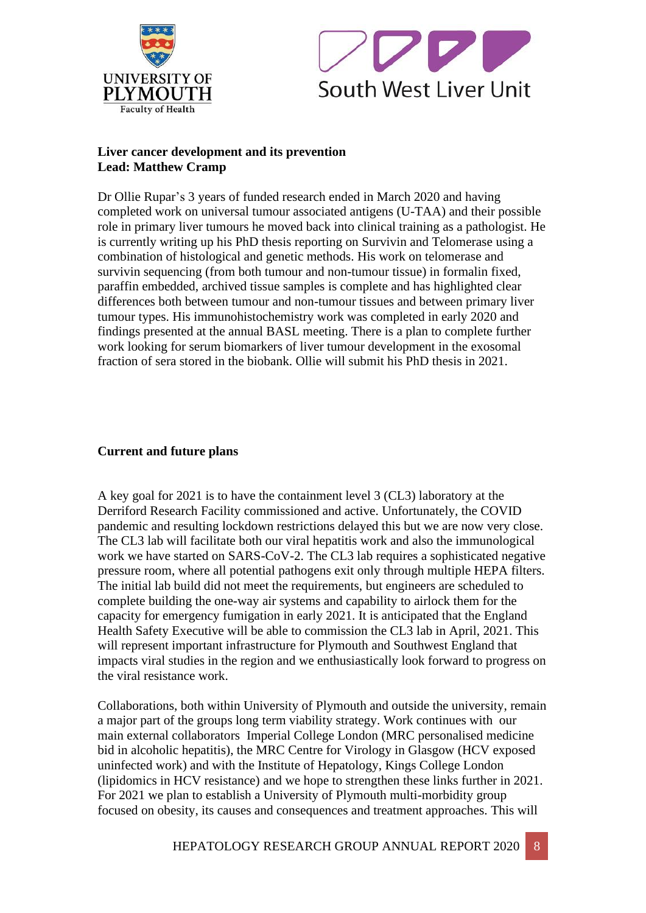**Liver cancer development and its prevention**
**Lead: Matthew Cramp**

Dr Ollie Rupar's 3 years of funded research ended in March 2020 and having completed work on universal tumour associated antigens (U-TAA) and their possible role in primary liver tumours he moved back into clinical training as a pathologist. He is currently writing up his PhD thesis reporting on Survivin and Telomerase using a combination of histological and genetic methods. His work on telomerase and survivin sequencing (from both tumour and non-tumour tissue) in formalin fixed, paraffin embedded, archived tissue samples is complete and has highlighted clear differences both between tumour and non-tumour tissues and between primary liver tumour types. His immunohistochemistry work was completed in early 2020 and findings presented at the annual BASL meeting. There is a plan to complete further work looking for serum biomarkers of liver tumour development in the exosomal fraction of sera stored in the biobank. Ollie will submit his PhD thesis in 2021.

**Current and future plans**

A key goal for 2021 is to have the containment level 3 (CL3) laboratory at the Derriford Research Facility commissioned and active. Unfortunately, the COVID pandemic and resulting lockdown restrictions delayed this but we are now very close. The CL3 lab will facilitate both our viral hepatitis work and also the immunological work we have started on SARS-CoV-2. The CL3 lab requires a sophisticated negative pressure room, where all potential pathogens exit only through multiple HEPA filters. The initial lab build did not meet the requirements, but engineers are scheduled to complete building the one-way air systems and capability to airlock them for the capacity for emergency fumigation in early 2021. It is anticipated that the England Health Safety Executive will be able to commission the CL3 lab in April, 2021. This will represent important infrastructure for Plymouth and Southwest England that impacts viral studies in the region and we enthusiastically look forward to progress on the viral resistance work.

Collaborations, both within University of Plymouth and outside the university, remain a major part of the groups long term viability strategy. Work continues with our main external collaborators Imperial College London (MRC personalised medicine bid in alcoholic hepatitis), the MRC Centre for Virology in Glasgow (HCV exposed uninfected work) and with the Institute of Hepatology, Kings College London (lipidomics in HCV resistance) and we hope to strengthen these links further in 2021. For 2021 we plan to establish a University of Plymouth multi-morbidity group focused on obesity, its causes and consequences and treatment approaches. This will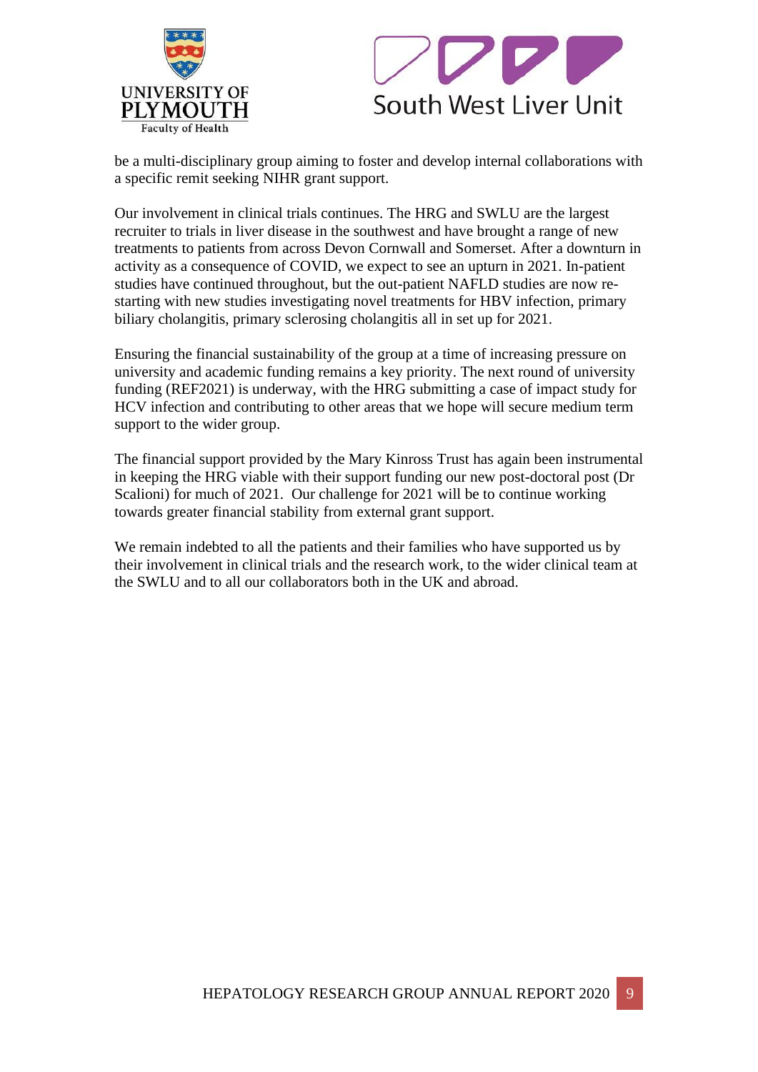be a multi-disciplinary group aiming to foster and develop internal collaborations with a specific remit seeking NIHR grant support.

Our involvement in clinical trials continues. The HRG and SWLU are the largest recruiter to trials in liver disease in the southwest and have brought a range of new treatments to patients from across Devon Cornwall and Somerset. After a downturn in activity as a consequence of COVID, we expect to see an upturn in 2021. In-patient studies have continued throughout, but the out-patient NAFLD studies are now re-starting with new studies investigating novel treatments for HBV infection, primary biliary cholangitis, primary sclerosing cholangitis all in set up for 2021.

Ensuring the financial sustainability of the group at a time of increasing pressure on university and academic funding remains a key priority. The next round of university funding (REF2021) is underway, with the HRG submitting a case of impact study for HCV infection and contributing to other areas that we hope will secure medium term support to the wider group.

The financial support provided by the Mary Kinross Trust has again been instrumental in keeping the HRG viable with their support funding our new post-doctoral post (Dr Scalioni) for much of 2021. Our challenge for 2021 will be to continue working towards greater financial stability from external grant support.

We remain indebted to all the patients and their families who have supported us by their involvement in clinical trials and the research work, to the wider clinical team at the SWLU and to all our collaborators both in the UK and abroad.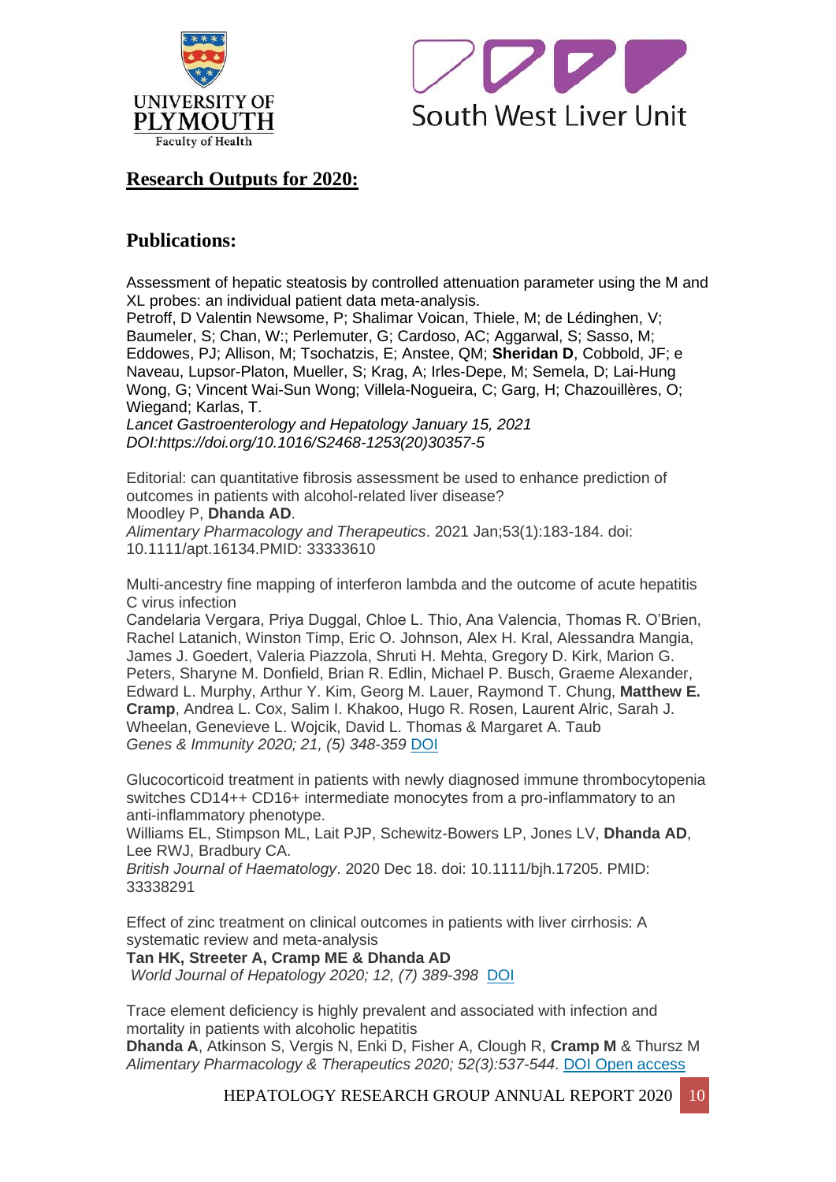## Research Outputs for 2020:

## Publications:

Assessment of hepatic steatosis by controlled attenuation parameter using the M and XL probes: an individual patient data meta-analysis.
Petroff, D Valentin Newsome, P; Shalimar Voican, Thiele, M; de Lédinghen, V; Baumeler, S; Chan, W:; Perlemuter, G; Cardoso, AC; Aggarwal, S; Sasso, M; Eddowes, PJ; Allison, M; Tsochatzis, E; Anstee, QM; **Sheridan D**, Cobbold, JF; e Naveau, Lupsor-Platon, Mueller, S; Krag, A; Irles-Depe, M; Semela, D; Lai-Hung Wong, G; Vincent Wai-Sun Wong; Villela-Nogueira, C; Garg, H; Chazouillères, O; Wiegand; Karlas, T.
*Lancet Gastroenterology and Hepatology January 15, 2021*
*DOI:https://doi.org/10.1016/S2468-1253(20)30357-5*

Editorial: can quantitative fibrosis assessment be used to enhance prediction of outcomes in patients with alcohol-related liver disease?
Moodley P, **Dhanda AD**.
*Alimentary Pharmacology and Therapeutics*. 2021 Jan;53(1):183-184. doi: 10.1111/apt.16134.PMID: 33333610

Multi-ancestry fine mapping of interferon lambda and the outcome of acute hepatitis C virus infection
Candelaria Vergara, Priya Duggal, Chloe L. Thio, Ana Valencia, Thomas R. O'Brien, Rachel Latanich, Winston Timp, Eric O. Johnson, Alex H. Kral, Alessandra Mangia, James J. Goedert, Valeria Piazzola, Shruti H. Mehta, Gregory D. Kirk, Marion G. Peters, Sharyne M. Donfield, Brian R. Edlin, Michael P. Busch, Graeme Alexander, Edward L. Murphy, Arthur Y. Kim, Georg M. Lauer, Raymond T. Chung, **Matthew E. Cramp**, Andrea L. Cox, Salim I. Khakoo, Hugo R. Rosen, Laurent Alric, Sarah J. Wheelan, Genevieve L. Wojcik, David L. Thomas & Margaret A. Taub
*Genes & Immunity 2020; 21, (5) 348-359* DOI

Glucocorticoid treatment in patients with newly diagnosed immune thrombocytopenia switches CD14++ CD16+ intermediate monocytes from a pro-inflammatory to an anti-inflammatory phenotype.
Williams EL, Stimpson ML, Lait PJP, Schewitz-Bowers LP, Jones LV, **Dhanda AD**, Lee RWJ, Bradbury CA.
*British Journal of Haematology*. 2020 Dec 18. doi: 10.1111/bjh.17205. PMID: 33338291

Effect of zinc treatment on clinical outcomes in patients with liver cirrhosis: A systematic review and meta-analysis
**Tan HK, Streeter A, Cramp ME & Dhanda AD**
*World Journal of Hepatology 2020; 12, (7) 389-398* DOI

Trace element deficiency is highly prevalent and associated with infection and mortality in patients with alcoholic hepatitis
**Dhanda A**, Atkinson S, Vergis N, Enki D, Fisher A, Clough R, **Cramp M** & Thursz M
*Alimentary Pharmacology & Therapeutics 2020; 52(3):537-544*. DOI Open access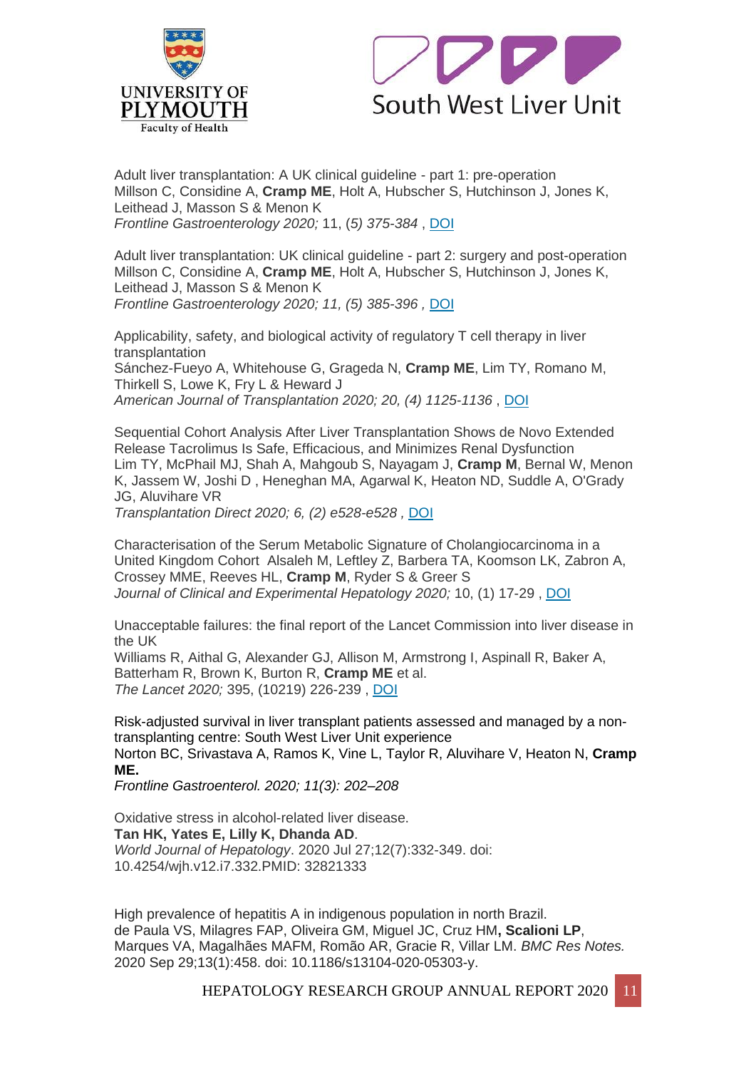Adult liver transplantation: A UK clinical guideline - part 1: pre-operation
Millson C, Considine A, **Cramp ME**, Holt A, Hubscher S, Hutchinson J, Jones K, Leithead J, Masson S & Menon K
*Frontline Gastroenterology 2020;* 11, (*5) 375-384* , DOI

Adult liver transplantation: UK clinical guideline - part 2: surgery and post-operation
Millson C, Considine A, **Cramp ME**, Holt A, Hubscher S, Hutchinson J, Jones K, Leithead J, Masson S & Menon K
*Frontline Gastroenterology 2020; 11, (5) 385-396 ,* DOI

Applicability, safety, and biological activity of regulatory T cell therapy in liver transplantation
Sánchez-Fueyo A, Whitehouse G, Grageda N, **Cramp ME**, Lim TY, Romano M, Thirkell S, Lowe K, Fry L & Heward J
*American Journal of Transplantation 2020; 20, (4) 1125-1136* , DOI

Sequential Cohort Analysis After Liver Transplantation Shows de Novo Extended Release Tacrolimus Is Safe, Efficacious, and Minimizes Renal Dysfunction
Lim TY, McPhail MJ, Shah A, Mahgoub S, Nayagam J, **Cramp M**, Bernal W, Menon K, Jassem W, Joshi D , Heneghan MA, Agarwal K, Heaton ND, Suddle A, O'Grady JG, Aluvihare VR
*Transplantation Direct 2020; 6, (2) e528-e528 ,* DOI

Characterisation of the Serum Metabolic Signature of Cholangiocarcinoma in a United Kingdom Cohort Alsaleh M, Leftley Z, Barbera TA, Koomson LK, Zabron A, Crossey MME, Reeves HL, **Cramp M**, Ryder S & Greer S
*Journal of Clinical and Experimental Hepatology 2020;* 10, (1) 17-29 , DOI

Unacceptable failures: the final report of the Lancet Commission into liver disease in the UK
Williams R, Aithal G, Alexander GJ, Allison M, Armstrong I, Aspinall R, Baker A, Batterham R, Brown K, Burton R, **Cramp ME** et al.
*The Lancet 2020;* 395, (10219) 226-239 , DOI

Risk-adjusted survival in liver transplant patients assessed and managed by a non-transplanting centre: South West Liver Unit experience
Norton BC, Srivastava A, Ramos K, Vine L, Taylor R, Aluvihare V, Heaton N, **Cramp ME.**
*Frontline Gastroenterol. 2020; 11(3): 202–208*

Oxidative stress in alcohol-related liver disease.
**Tan HK, Yates E, Lilly K, Dhanda AD**.
*World Journal of Hepatology*. 2020 Jul 27;12(7):332-349. doi: 10.4254/wjh.v12.i7.332.PMID: 32821333

High prevalence of hepatitis A in indigenous population in north Brazil.
de Paula VS, Milagres FAP, Oliveira GM, Miguel JC, Cruz HM**, Scalioni LP**, Marques VA, Magalhães MAFM, Romão AR, Gracie R, Villar LM. *BMC Res Notes.* 2020 Sep 29;13(1):458. doi: 10.1186/s13104-020-05303-y.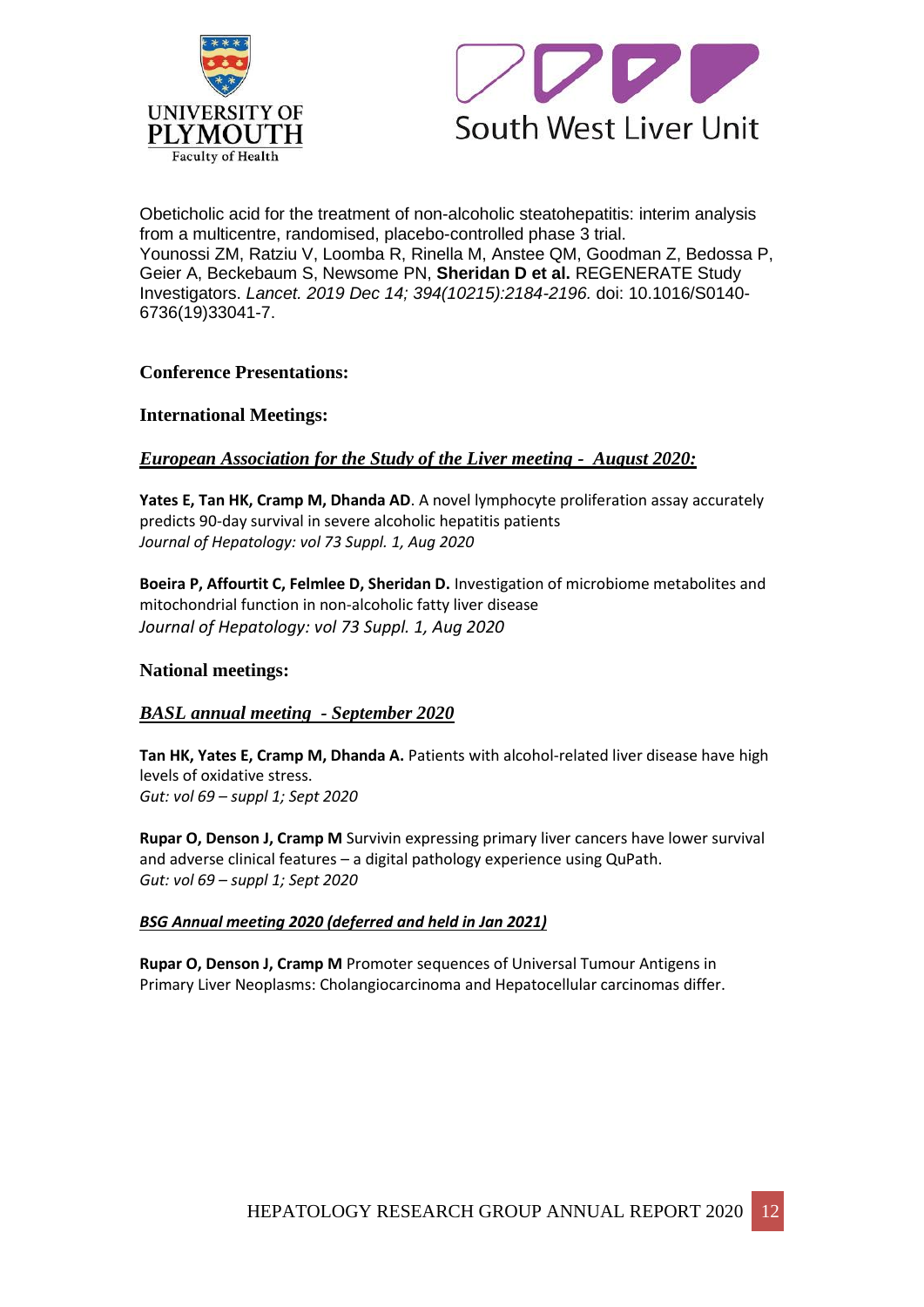Obeticholic acid for the treatment of non-alcoholic steatohepatitis: interim analysis from a multicentre, randomised, placebo-controlled phase 3 trial.
Younossi ZM, Ratziu V, Loomba R, Rinella M, Anstee QM, Goodman Z, Bedossa P, Geier A, Beckebaum S, Newsome PN, **Sheridan D et al.** REGENERATE Study Investigators. *Lancet. 2019 Dec 14; 394(10215):2184-2196.* doi: 10.1016/S0140-6736(19)33041-7.

## Conference Presentations:

### International Meetings:

***European Association for the Study of the Liver meeting - August 2020:***

**Yates E, Tan HK, Cramp M, Dhanda AD**. A novel lymphocyte proliferation assay accurately predicts 90-day survival in severe alcoholic hepatitis patients
*Journal of Hepatology: vol 73 Suppl. 1, Aug 2020*

**Boeira P, Affourtit C, Felmlee D, Sheridan D.** Investigation of microbiome metabolites and mitochondrial function in non-alcoholic fatty liver disease
*Journal of Hepatology: vol 73 Suppl. 1, Aug 2020*

### National meetings:

***BASL annual meeting - September 2020***

**Tan HK, Yates E, Cramp M, Dhanda A.** Patients with alcohol-related liver disease have high levels of oxidative stress.
*Gut: vol 69 – suppl 1; Sept 2020*

**Rupar O, Denson J, Cramp M** Survivin expressing primary liver cancers have lower survival and adverse clinical features – a digital pathology experience using QuPath.
*Gut: vol 69 – suppl 1; Sept 2020*

***BSG Annual meeting 2020 (deferred and held in Jan 2021)***

**Rupar O, Denson J, Cramp M** Promoter sequences of Universal Tumour Antigens in Primary Liver Neoplasms: Cholangiocarcinoma and Hepatocellular carcinomas differ.